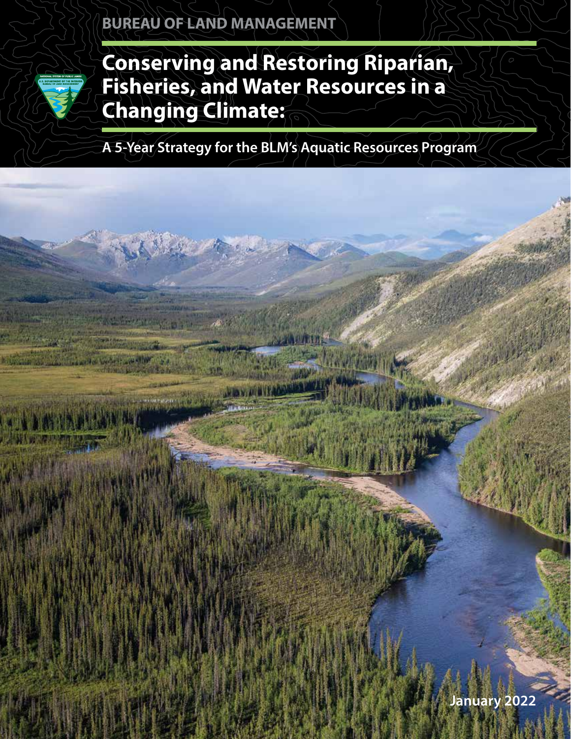BUREAU OF LAND MANAGEMENT

# Conserving and Restoring Riparian, Fisheries, and Water Resources in a Changing Climate:

## A 5-Year Strategy for the BLM's Aquatic Resources Program

January 2022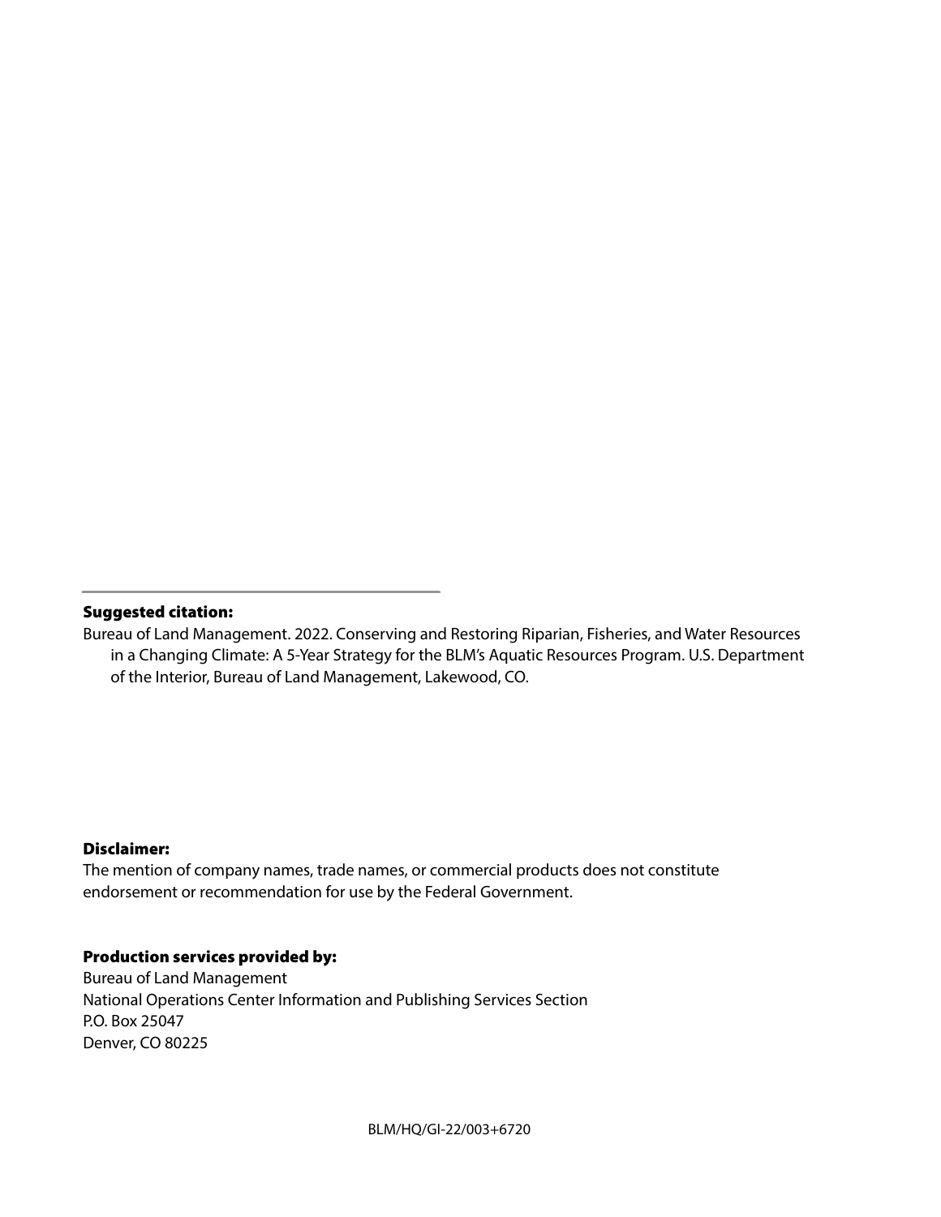**Suggested citation:**

Bureau of Land Management. 2022. Conserving and Restoring Riparian, Fisheries, and Water Resources in a Changing Climate: A 5-Year Strategy for the BLM's Aquatic Resources Program. U.S. Department of the Interior, Bureau of Land Management, Lakewood, CO.

**Disclaimer:**

The mention of company names, trade names, or commercial products does not constitute endorsement or recommendation for use by the Federal Government.

**Production services provided by:**

Bureau of Land Management
National Operations Center Information and Publishing Services Section
P.O. Box 25047
Denver, CO 80225

BLM/HQ/GI-22/003+6720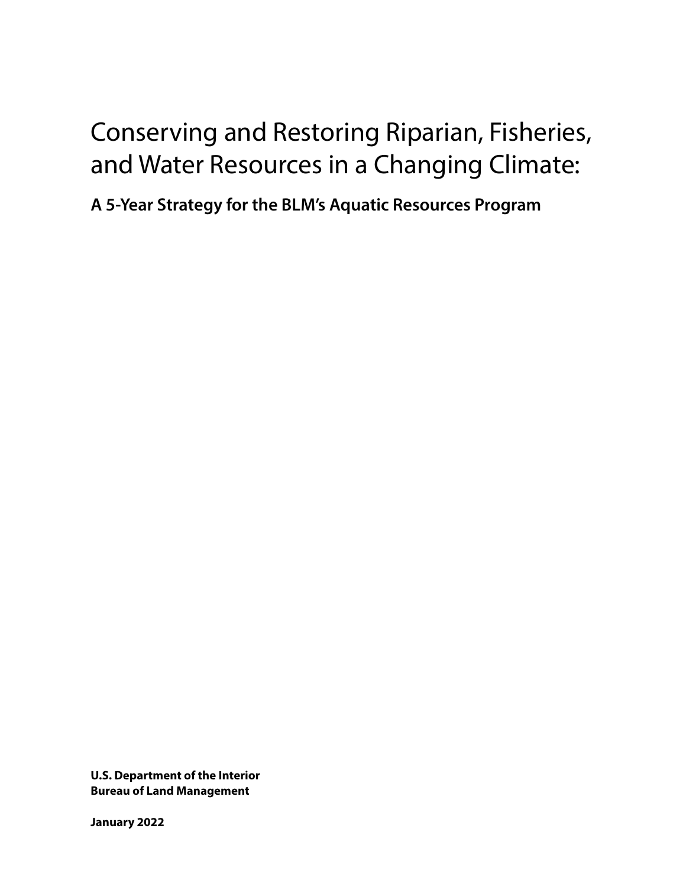# Conserving and Restoring Riparian, Fisheries, and Water Resources in a Changing Climate:

## A 5-Year Strategy for the BLM's Aquatic Resources Program

**U.S. Department of the Interior**
**Bureau of Land Management**

**January 2022**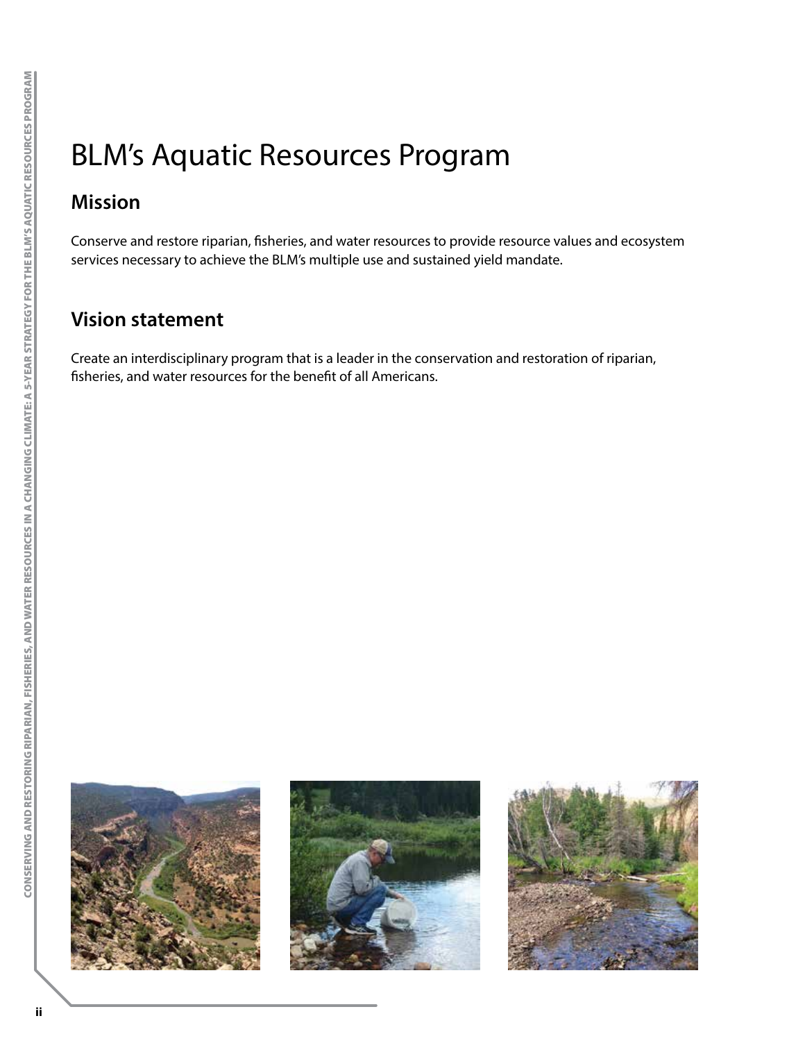# BLM's Aquatic Resources Program

## Mission

Conserve and restore riparian, fisheries, and water resources to provide resource values and ecosystem services necessary to achieve the BLM's multiple use and sustained yield mandate.

## Vision statement

Create an interdisciplinary program that is a leader in the conservation and restoration of riparian, fisheries, and water resources for the benefit of all Americans.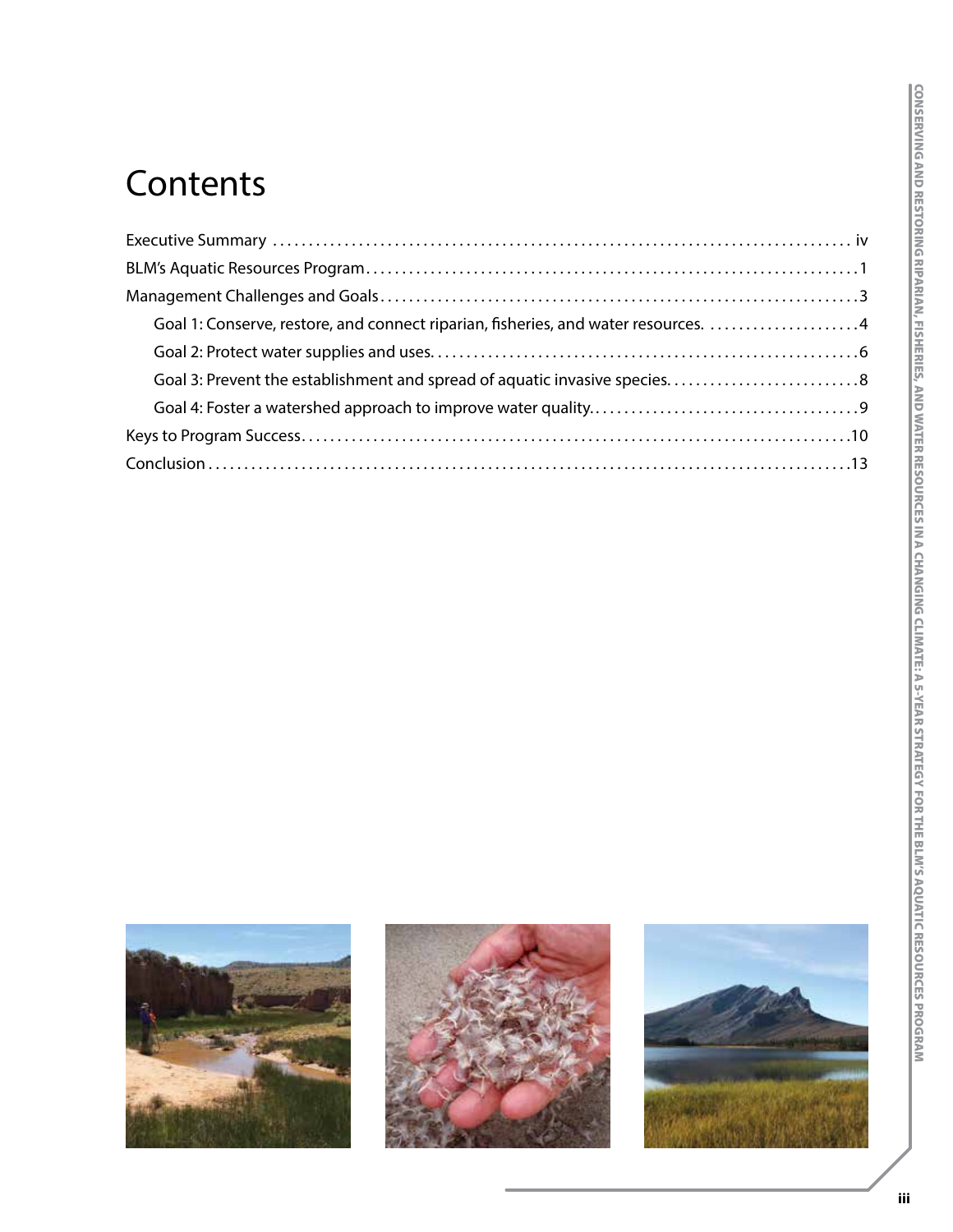# Contents

Executive Summary . . . . . . . . . . . . . . . . . . . . . . . . . . . . . . . . . . . . . . . . . . . . . . . . . . . . . . . . . . . . . . . . . . . . . . . . . . . . iv

BLM's Aquatic Resources Program . . . . . . . . . . . . . . . . . . . . . . . . . . . . . . . . . . . . . . . . . . . . . . . . . . . . . . . . . . . . . . . 1

Management Challenges and Goals . . . . . . . . . . . . . . . . . . . . . . . . . . . . . . . . . . . . . . . . . . . . . . . . . . . . . . . . . . . . . . 3

- Goal 1: Conserve, restore, and connect riparian, fisheries, and water resources. . . . . . . . . . . . . . . . . . . . . . . 4
- Goal 2: Protect water supplies and uses. . . . . . . . . . . . . . . . . . . . . . . . . . . . . . . . . . . . . . . . . . . . . . . . . . . . . . . . 6
- Goal 3: Prevent the establishment and spread of aquatic invasive species. . . . . . . . . . . . . . . . . . . . . . . . . . . 8
- Goal 4: Foster a watershed approach to improve water quality. . . . . . . . . . . . . . . . . . . . . . . . . . . . . . . . . . . . . 9

Keys to Program Success. . . . . . . . . . . . . . . . . . . . . . . . . . . . . . . . . . . . . . . . . . . . . . . . . . . . . . . . . . . . . . . . . . . . . . 10

Conclusion . . . . . . . . . . . . . . . . . . . . . . . . . . . . . . . . . . . . . . . . . . . . . . . . . . . . . . . . . . . . . . . . . . . . . . . . . . . . . . . . . 13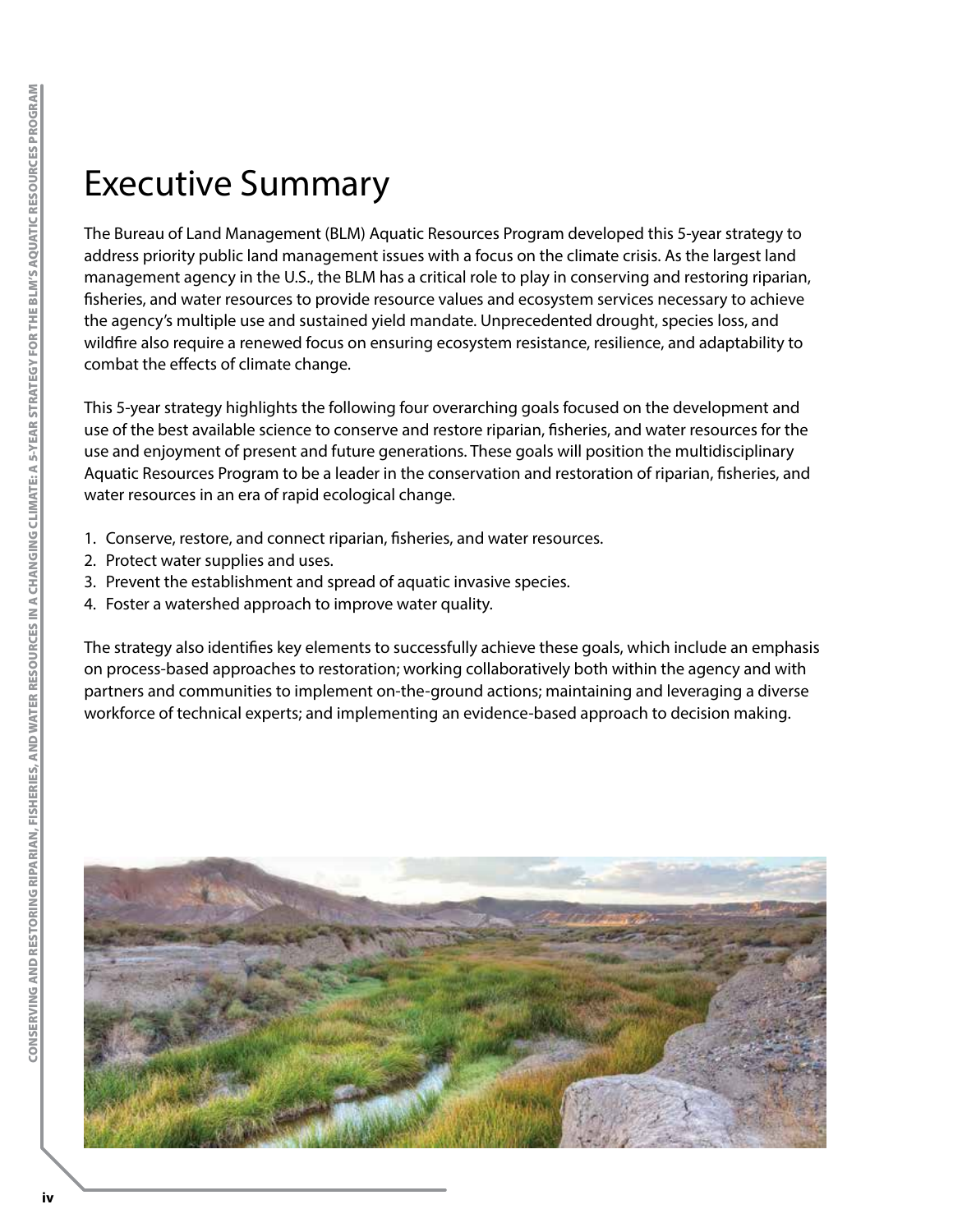# Executive Summary

The Bureau of Land Management (BLM) Aquatic Resources Program developed this 5-year strategy to address priority public land management issues with a focus on the climate crisis. As the largest land management agency in the U.S., the BLM has a critical role to play in conserving and restoring riparian, fisheries, and water resources to provide resource values and ecosystem services necessary to achieve the agency's multiple use and sustained yield mandate. Unprecedented drought, species loss, and wildfire also require a renewed focus on ensuring ecosystem resistance, resilience, and adaptability to combat the effects of climate change.

This 5-year strategy highlights the following four overarching goals focused on the development and use of the best available science to conserve and restore riparian, fisheries, and water resources for the use and enjoyment of present and future generations. These goals will position the multidisciplinary Aquatic Resources Program to be a leader in the conservation and restoration of riparian, fisheries, and water resources in an era of rapid ecological change.

1. Conserve, restore, and connect riparian, fisheries, and water resources.
2. Protect water supplies and uses.
3. Prevent the establishment and spread of aquatic invasive species.
4. Foster a watershed approach to improve water quality.

The strategy also identifies key elements to successfully achieve these goals, which include an emphasis on process-based approaches to restoration; working collaboratively both within the agency and with partners and communities to implement on-the-ground actions; maintaining and leveraging a diverse workforce of technical experts; and implementing an evidence-based approach to decision making.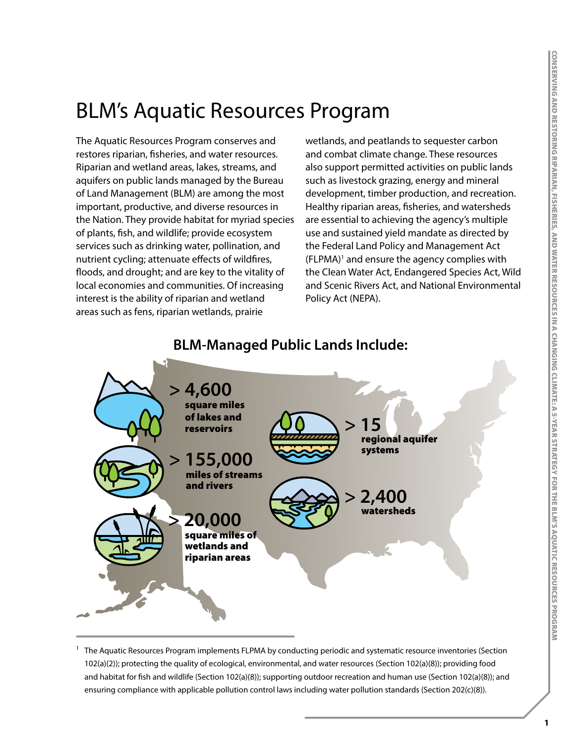# BLM's Aquatic Resources Program

The Aquatic Resources Program conserves and restores riparian, fisheries, and water resources. Riparian and wetland areas, lakes, streams, and aquifers on public lands managed by the Bureau of Land Management (BLM) are among the most important, productive, and diverse resources in the Nation. They provide habitat for myriad species of plants, fish, and wildlife; provide ecosystem services such as drinking water, pollination, and nutrient cycling; attenuate effects of wildfires, floods, and drought; and are key to the vitality of local economies and communities. Of increasing interest is the ability of riparian and wetland areas such as fens, riparian wetlands, prairie wetlands, and peatlands to sequester carbon and combat climate change. These resources also support permitted activities on public lands such as livestock grazing, energy and mineral development, timber production, and recreation. Healthy riparian areas, fisheries, and watersheds are essential to achieving the agency's multiple use and sustained yield mandate as directed by the Federal Land Policy and Management Act (FLPMA)[1] and ensure the agency complies with the Clean Water Act, Endangered Species Act, Wild and Scenic Rivers Act, and National Environmental Policy Act (NEPA).

## BLM-Managed Public Lands Include:

- **> 4,600** square miles of lakes and reservoirs
- **> 155,000** miles of streams and rivers
- **> 20,000** square miles of wetlands and riparian areas
- **> 15** regional aquifer systems
- **> 2,400** watersheds

[1] The Aquatic Resources Program implements FLPMA by conducting periodic and systematic resource inventories (Section 102(a)(2)); protecting the quality of ecological, environmental, and water resources (Section 102(a)(8)); providing food and habitat for fish and wildlife (Section 102(a)(8)); supporting outdoor recreation and human use (Section 102(a)(8)); and ensuring compliance with applicable pollution control laws including water pollution standards (Section 202(c)(8)).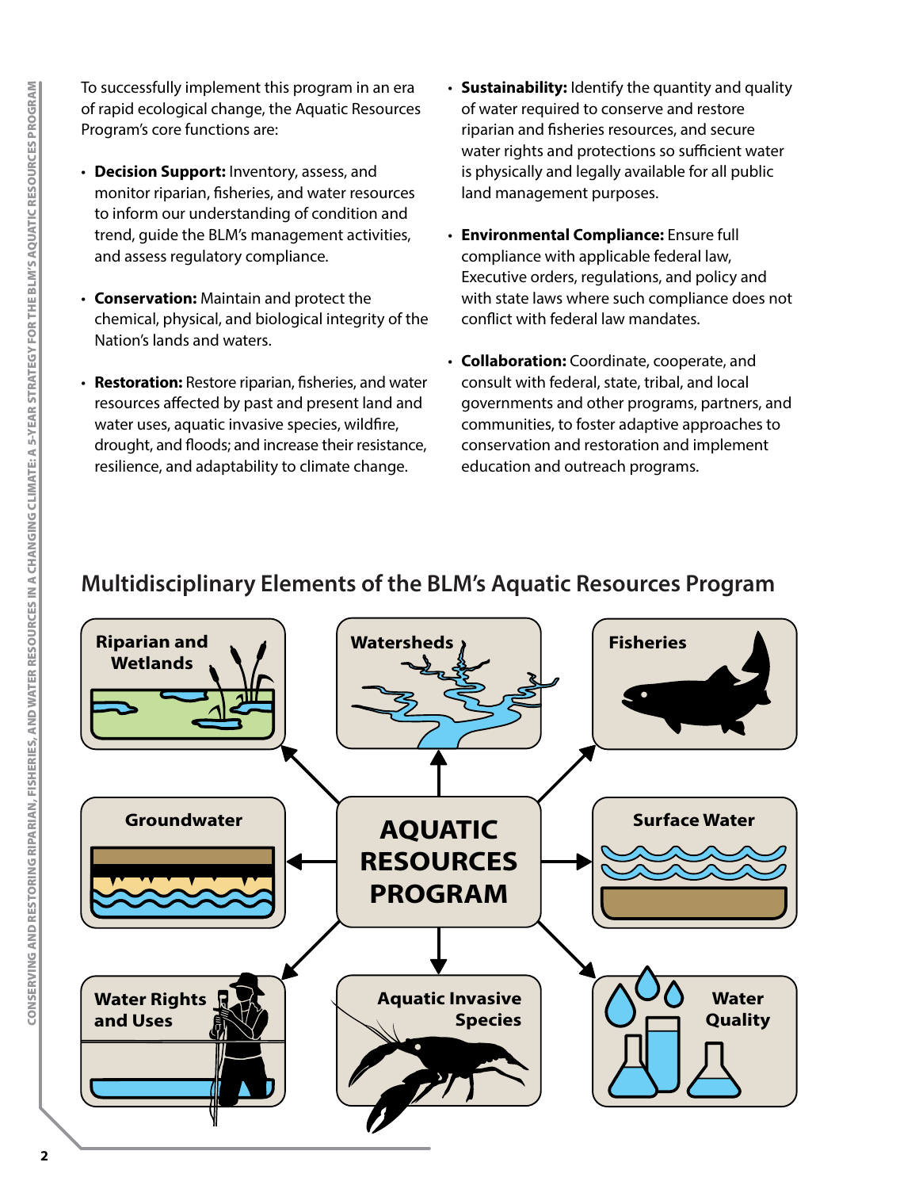To successfully implement this program in an era of rapid ecological change, the Aquatic Resources Program's core functions are:

- **Decision Support:** Inventory, assess, and monitor riparian, fisheries, and water resources to inform our understanding of condition and trend, guide the BLM's management activities, and assess regulatory compliance.
- **Conservation:** Maintain and protect the chemical, physical, and biological integrity of the Nation's lands and waters.
- **Restoration:** Restore riparian, fisheries, and water resources affected by past and present land and water uses, aquatic invasive species, wildfire, drought, and floods; and increase their resistance, resilience, and adaptability to climate change.
- **Sustainability:** Identify the quantity and quality of water required to conserve and restore riparian and fisheries resources, and secure water rights and protections so sufficient water is physically and legally available for all public land management purposes.
- **Environmental Compliance:** Ensure full compliance with applicable federal law, Executive orders, regulations, and policy and with state laws where such compliance does not conflict with federal law mandates.
- **Collaboration:** Coordinate, cooperate, and consult with federal, state, tribal, and local governments and other programs, partners, and communities, to foster adaptive approaches to conservation and restoration and implement education and outreach programs.

## Multidisciplinary Elements of the BLM's Aquatic Resources Program

AQUATIC RESOURCES PROGRAM

- Riparian and Wetlands
- Watersheds
- Fisheries
- Groundwater
- Surface Water
- Water Rights and Uses
- Aquatic Invasive Species
- Water Quality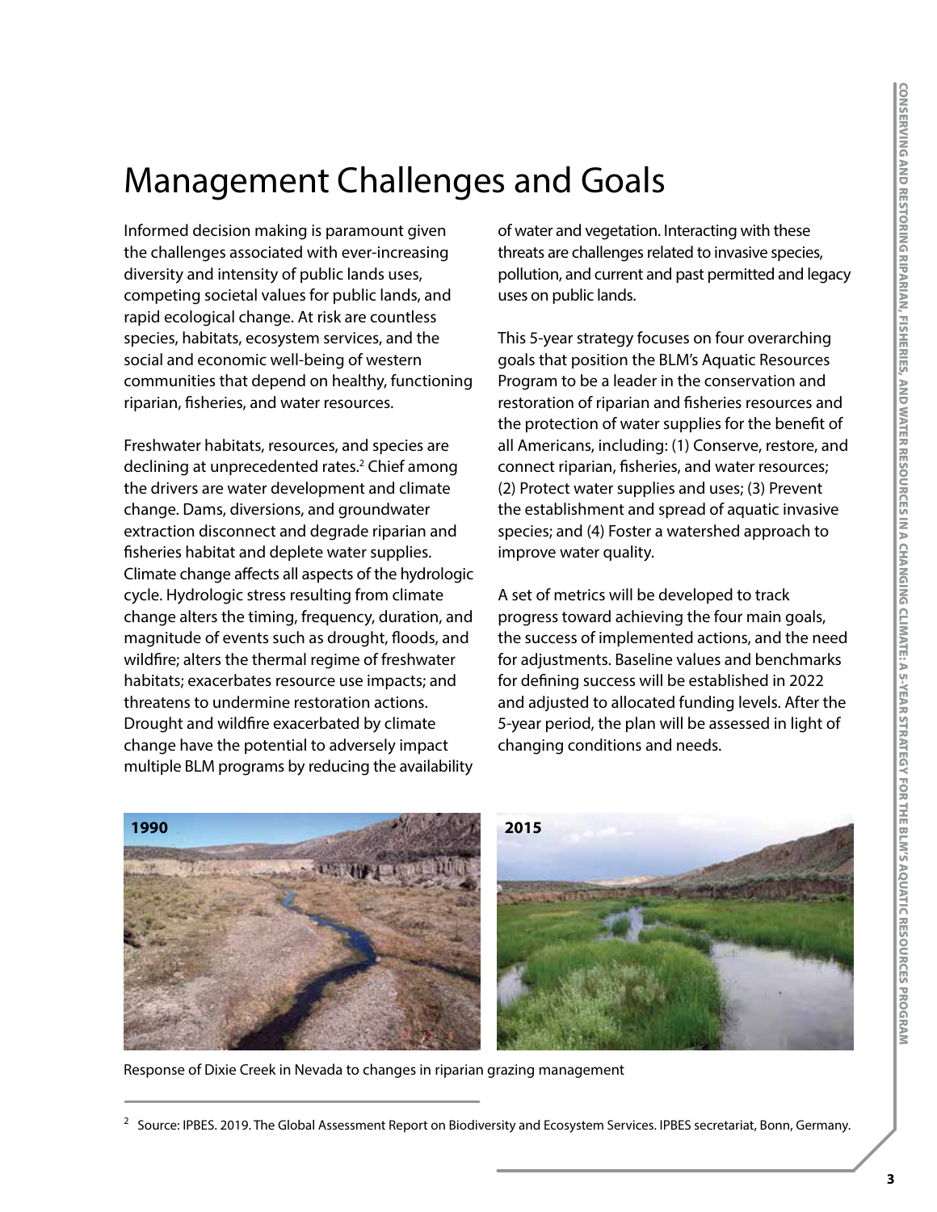# Management Challenges and Goals

Informed decision making is paramount given the challenges associated with ever-increasing diversity and intensity of public lands uses, competing societal values for public lands, and rapid ecological change. At risk are countless species, habitats, ecosystem services, and the social and economic well-being of western communities that depend on healthy, functioning riparian, fisheries, and water resources.

Freshwater habitats, resources, and species are declining at unprecedented rates.[2] Chief among the drivers are water development and climate change. Dams, diversions, and groundwater extraction disconnect and degrade riparian and fisheries habitat and deplete water supplies. Climate change affects all aspects of the hydrologic cycle. Hydrologic stress resulting from climate change alters the timing, frequency, duration, and magnitude of events such as drought, floods, and wildfire; alters the thermal regime of freshwater habitats; exacerbates resource use impacts; and threatens to undermine restoration actions. Drought and wildfire exacerbated by climate change have the potential to adversely impact multiple BLM programs by reducing the availability of water and vegetation. Interacting with these threats are challenges related to invasive species, pollution, and current and past permitted and legacy uses on public lands.

This 5-year strategy focuses on four overarching goals that position the BLM's Aquatic Resources Program to be a leader in the conservation and restoration of riparian and fisheries resources and the protection of water supplies for the benefit of all Americans, including: (1) Conserve, restore, and connect riparian, fisheries, and water resources; (2) Protect water supplies and uses; (3) Prevent the establishment and spread of aquatic invasive species; and (4) Foster a watershed approach to improve water quality.

A set of metrics will be developed to track progress toward achieving the four main goals, the success of implemented actions, and the need for adjustments. Baseline values and benchmarks for defining success will be established in 2022 and adjusted to allocated funding levels. After the 5-year period, the plan will be assessed in light of changing conditions and needs.

1990

2015

Response of Dixie Creek in Nevada to changes in riparian grazing management

[2] Source: IPBES. 2019. The Global Assessment Report on Biodiversity and Ecosystem Services. IPBES secretariat, Bonn, Germany.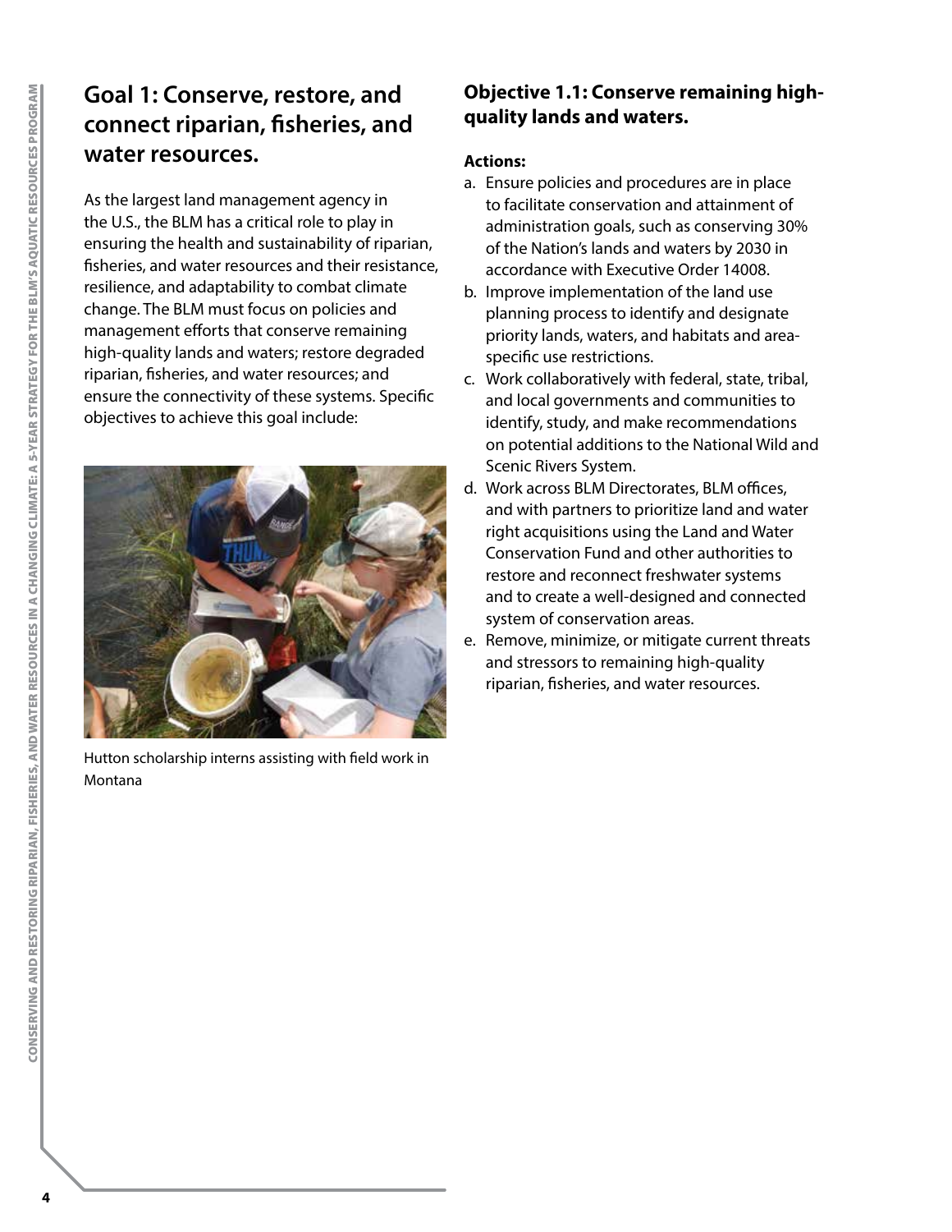## Goal 1: Conserve, restore, and connect riparian, fisheries, and water resources.

As the largest land management agency in the U.S., the BLM has a critical role to play in ensuring the health and sustainability of riparian, fisheries, and water resources and their resistance, resilience, and adaptability to combat climate change. The BLM must focus on policies and management efforts that conserve remaining high-quality lands and waters; restore degraded riparian, fisheries, and water resources; and ensure the connectivity of these systems. Specific objectives to achieve this goal include:

Hutton scholarship interns assisting with field work in Montana

### Objective 1.1: Conserve remaining high-quality lands and waters.

**Actions:**

a. Ensure policies and procedures are in place to facilitate conservation and attainment of administration goals, such as conserving 30% of the Nation's lands and waters by 2030 in accordance with Executive Order 14008.
b. Improve implementation of the land use planning process to identify and designate priority lands, waters, and habitats and area-specific use restrictions.
c. Work collaboratively with federal, state, tribal, and local governments and communities to identify, study, and make recommendations on potential additions to the National Wild and Scenic Rivers System.
d. Work across BLM Directorates, BLM offices, and with partners to prioritize land and water right acquisitions using the Land and Water Conservation Fund and other authorities to restore and reconnect freshwater systems and to create a well-designed and connected system of conservation areas.
e. Remove, minimize, or mitigate current threats and stressors to remaining high-quality riparian, fisheries, and water resources.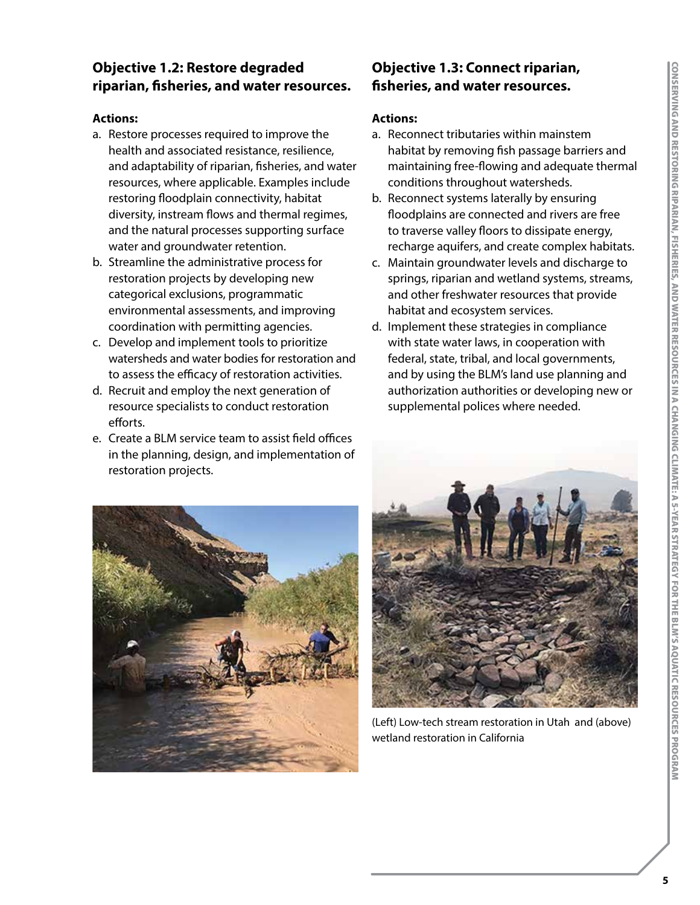## Objective 1.2: Restore degraded riparian, fisheries, and water resources.

**Actions:**

a. Restore processes required to improve the health and associated resistance, resilience, and adaptability of riparian, fisheries, and water resources, where applicable. Examples include restoring floodplain connectivity, habitat diversity, instream flows and thermal regimes, and the natural processes supporting surface water and groundwater retention.
b. Streamline the administrative process for restoration projects by developing new categorical exclusions, programmatic environmental assessments, and improving coordination with permitting agencies.
c. Develop and implement tools to prioritize watersheds and water bodies for restoration and to assess the efficacy of restoration activities.
d. Recruit and employ the next generation of resource specialists to conduct restoration efforts.
e. Create a BLM service team to assist field offices in the planning, design, and implementation of restoration projects.

## Objective 1.3: Connect riparian, fisheries, and water resources.

**Actions:**

a. Reconnect tributaries within mainstem habitat by removing fish passage barriers and maintaining free-flowing and adequate thermal conditions throughout watersheds.
b. Reconnect systems laterally by ensuring floodplains are connected and rivers are free to traverse valley floors to dissipate energy, recharge aquifers, and create complex habitats.
c. Maintain groundwater levels and discharge to springs, riparian and wetland systems, streams, and other freshwater resources that provide habitat and ecosystem services.
d. Implement these strategies in compliance with state water laws, in cooperation with federal, state, tribal, and local governments, and by using the BLM's land use planning and authorization authorities or developing new or supplemental polices where needed.

(Left) Low-tech stream restoration in Utah and (above) wetland restoration in California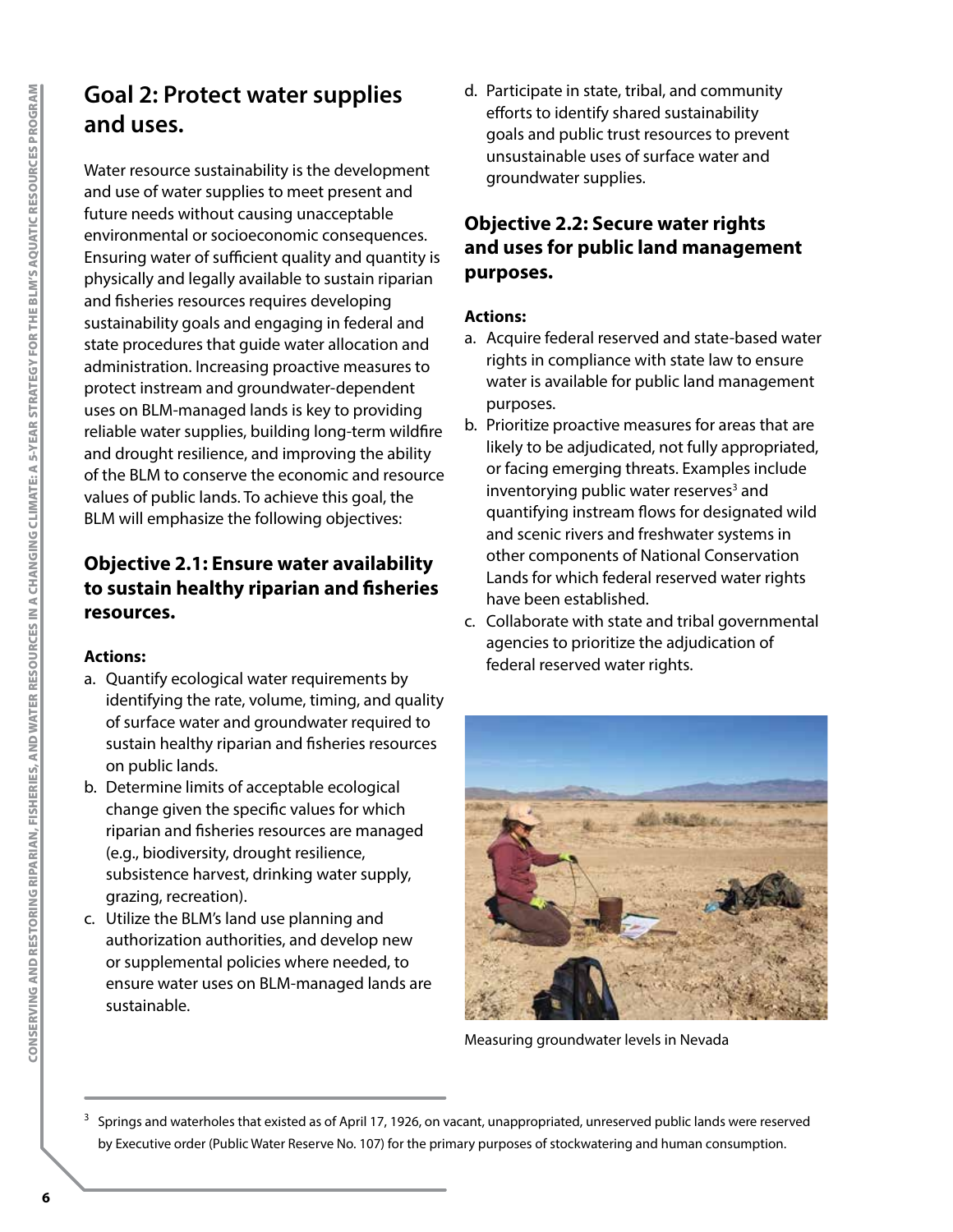## Goal 2: Protect water supplies and uses.

Water resource sustainability is the development and use of water supplies to meet present and future needs without causing unacceptable environmental or socioeconomic consequences. Ensuring water of sufficient quality and quantity is physically and legally available to sustain riparian and fisheries resources requires developing sustainability goals and engaging in federal and state procedures that guide water allocation and administration. Increasing proactive measures to protect instream and groundwater-dependent uses on BLM-managed lands is key to providing reliable water supplies, building long-term wildfire and drought resilience, and improving the ability of the BLM to conserve the economic and resource values of public lands. To achieve this goal, the BLM will emphasize the following objectives:

### Objective 2.1: Ensure water availability to sustain healthy riparian and fisheries resources.

**Actions:**

a. Quantify ecological water requirements by identifying the rate, volume, timing, and quality of surface water and groundwater required to sustain healthy riparian and fisheries resources on public lands.
b. Determine limits of acceptable ecological change given the specific values for which riparian and fisheries resources are managed (e.g., biodiversity, drought resilience, subsistence harvest, drinking water supply, grazing, recreation).
c. Utilize the BLM's land use planning and authorization authorities, and develop new or supplemental policies where needed, to ensure water uses on BLM-managed lands are sustainable.
d. Participate in state, tribal, and community efforts to identify shared sustainability goals and public trust resources to prevent unsustainable uses of surface water and groundwater supplies.

### Objective 2.2: Secure water rights and uses for public land management purposes.

**Actions:**

a. Acquire federal reserved and state-based water rights in compliance with state law to ensure water is available for public land management purposes.
b. Prioritize proactive measures for areas that are likely to be adjudicated, not fully appropriated, or facing emerging threats. Examples include inventorying public water reserves[3] and quantifying instream flows for designated wild and scenic rivers and freshwater systems in other components of National Conservation Lands for which federal reserved water rights have been established.
c. Collaborate with state and tribal governmental agencies to prioritize the adjudication of federal reserved water rights.

Measuring groundwater levels in Nevada

[3] Springs and waterholes that existed as of April 17, 1926, on vacant, unappropriated, unreserved public lands were reserved by Executive order (Public Water Reserve No. 107) for the primary purposes of stockwatering and human consumption.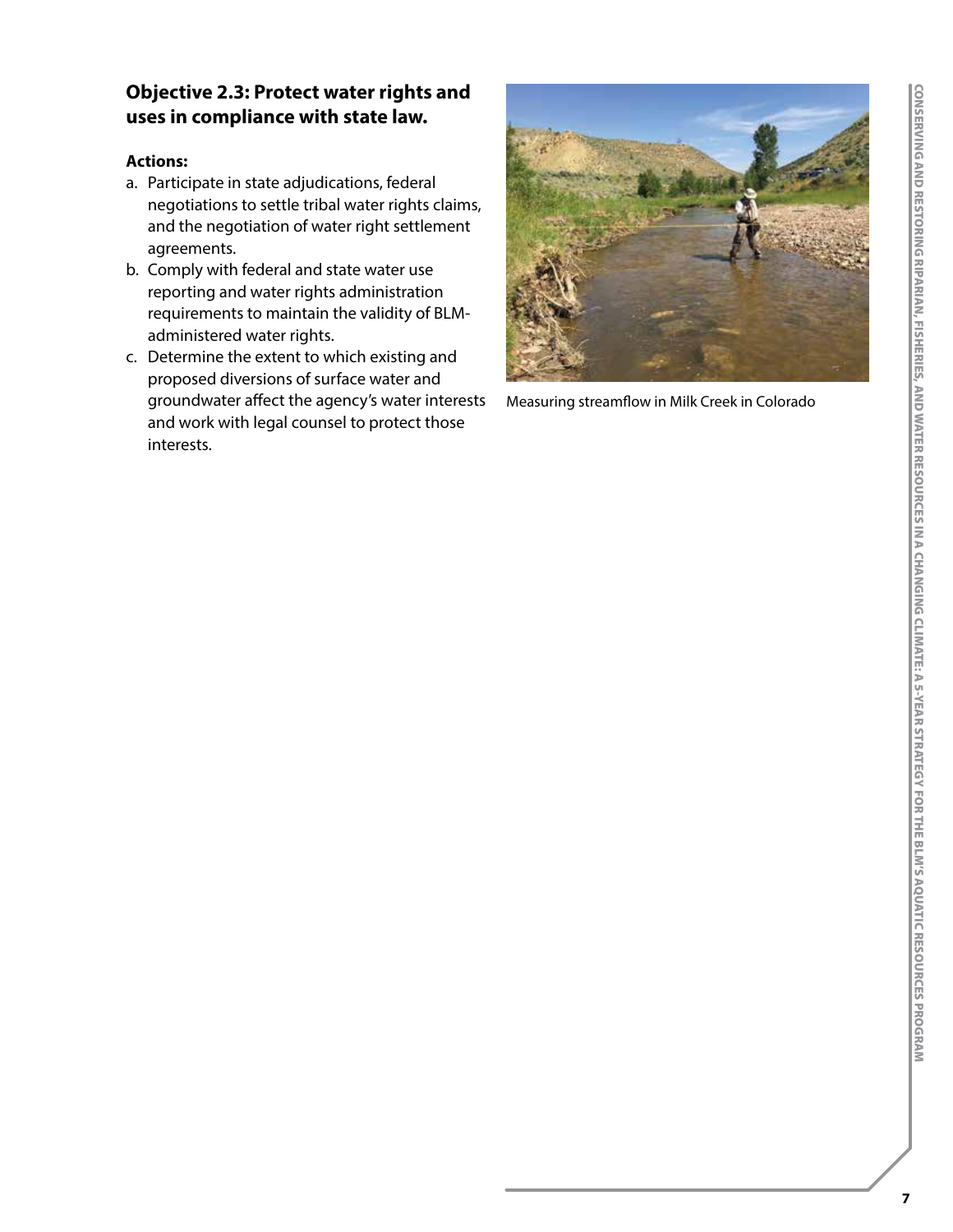### Objective 2.3: Protect water rights and uses in compliance with state law.

**Actions:**

a. Participate in state adjudications, federal negotiations to settle tribal water rights claims, and the negotiation of water right settlement agreements.

b. Comply with federal and state water use reporting and water rights administration requirements to maintain the validity of BLM-administered water rights.

c. Determine the extent to which existing and proposed diversions of surface water and groundwater affect the agency's water interests and work with legal counsel to protect those interests.

Measuring streamflow in Milk Creek in Colorado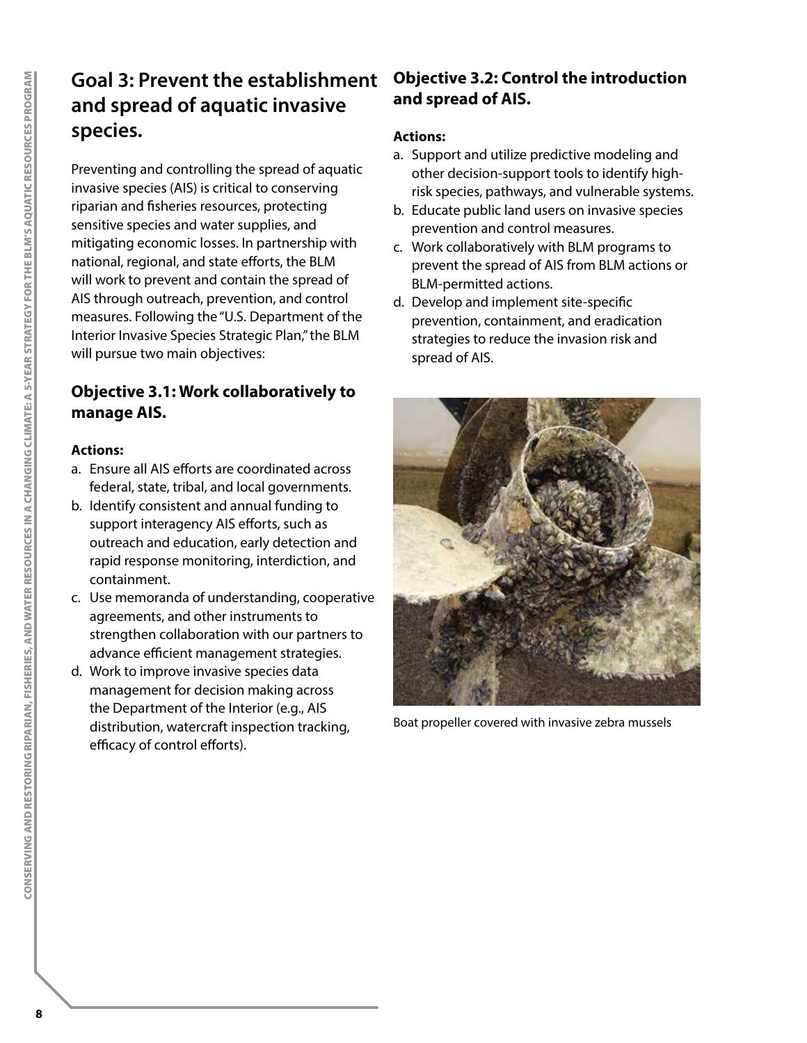## Goal 3: Prevent the establishment and spread of aquatic invasive species.

Preventing and controlling the spread of aquatic invasive species (AIS) is critical to conserving riparian and fisheries resources, protecting sensitive species and water supplies, and mitigating economic losses. In partnership with national, regional, and state efforts, the BLM will work to prevent and contain the spread of AIS through outreach, prevention, and control measures. Following the "U.S. Department of the Interior Invasive Species Strategic Plan," the BLM will pursue two main objectives:

### Objective 3.1: Work collaboratively to manage AIS.

**Actions:**

a. Ensure all AIS efforts are coordinated across federal, state, tribal, and local governments.
b. Identify consistent and annual funding to support interagency AIS efforts, such as outreach and education, early detection and rapid response monitoring, interdiction, and containment.
c. Use memoranda of understanding, cooperative agreements, and other instruments to strengthen collaboration with our partners to advance efficient management strategies.
d. Work to improve invasive species data management for decision making across the Department of the Interior (e.g., AIS distribution, watercraft inspection tracking, efficacy of control efforts).

### Objective 3.2: Control the introduction and spread of AIS.

**Actions:**

a. Support and utilize predictive modeling and other decision-support tools to identify high-risk species, pathways, and vulnerable systems.
b. Educate public land users on invasive species prevention and control measures.
c. Work collaboratively with BLM programs to prevent the spread of AIS from BLM actions or BLM-permitted actions.
d. Develop and implement site-specific prevention, containment, and eradication strategies to reduce the invasion risk and spread of AIS.

Boat propeller covered with invasive zebra mussels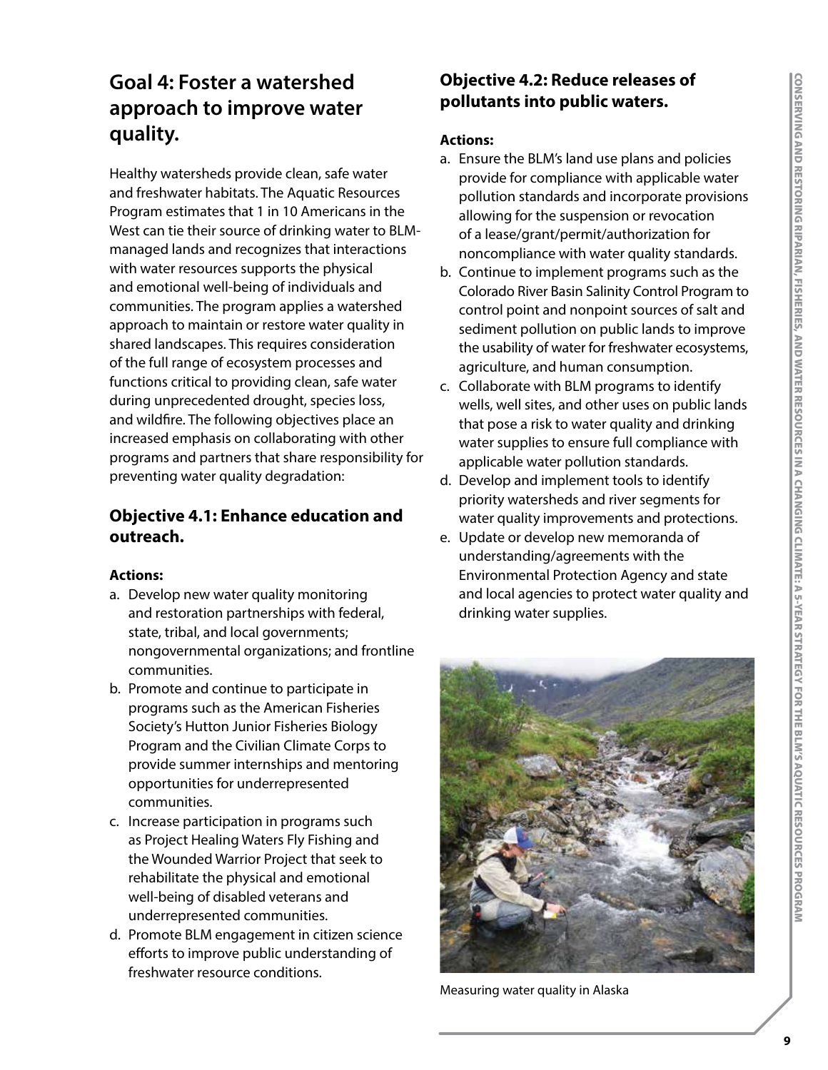## Goal 4: Foster a watershed approach to improve water quality.

Healthy watersheds provide clean, safe water and freshwater habitats. The Aquatic Resources Program estimates that 1 in 10 Americans in the West can tie their source of drinking water to BLM-managed lands and recognizes that interactions with water resources supports the physical and emotional well-being of individuals and communities. The program applies a watershed approach to maintain or restore water quality in shared landscapes. This requires consideration of the full range of ecosystem processes and functions critical to providing clean, safe water during unprecedented drought, species loss, and wildfire. The following objectives place an increased emphasis on collaborating with other programs and partners that share responsibility for preventing water quality degradation:

### Objective 4.1: Enhance education and outreach.

**Actions:**

a. Develop new water quality monitoring and restoration partnerships with federal, state, tribal, and local governments; nongovernmental organizations; and frontline communities.
b. Promote and continue to participate in programs such as the American Fisheries Society's Hutton Junior Fisheries Biology Program and the Civilian Climate Corps to provide summer internships and mentoring opportunities for underrepresented communities.
c. Increase participation in programs such as Project Healing Waters Fly Fishing and the Wounded Warrior Project that seek to rehabilitate the physical and emotional well-being of disabled veterans and underrepresented communities.
d. Promote BLM engagement in citizen science efforts to improve public understanding of freshwater resource conditions.

### Objective 4.2: Reduce releases of pollutants into public waters.

**Actions:**

a. Ensure the BLM's land use plans and policies provide for compliance with applicable water pollution standards and incorporate provisions allowing for the suspension or revocation of a lease/grant/permit/authorization for noncompliance with water quality standards.
b. Continue to implement programs such as the Colorado River Basin Salinity Control Program to control point and nonpoint sources of salt and sediment pollution on public lands to improve the usability of water for freshwater ecosystems, agriculture, and human consumption.
c. Collaborate with BLM programs to identify wells, well sites, and other uses on public lands that pose a risk to water quality and drinking water supplies to ensure full compliance with applicable water pollution standards.
d. Develop and implement tools to identify priority watersheds and river segments for water quality improvements and protections.
e. Update or develop new memoranda of understanding/agreements with the Environmental Protection Agency and state and local agencies to protect water quality and drinking water supplies.

Measuring water quality in Alaska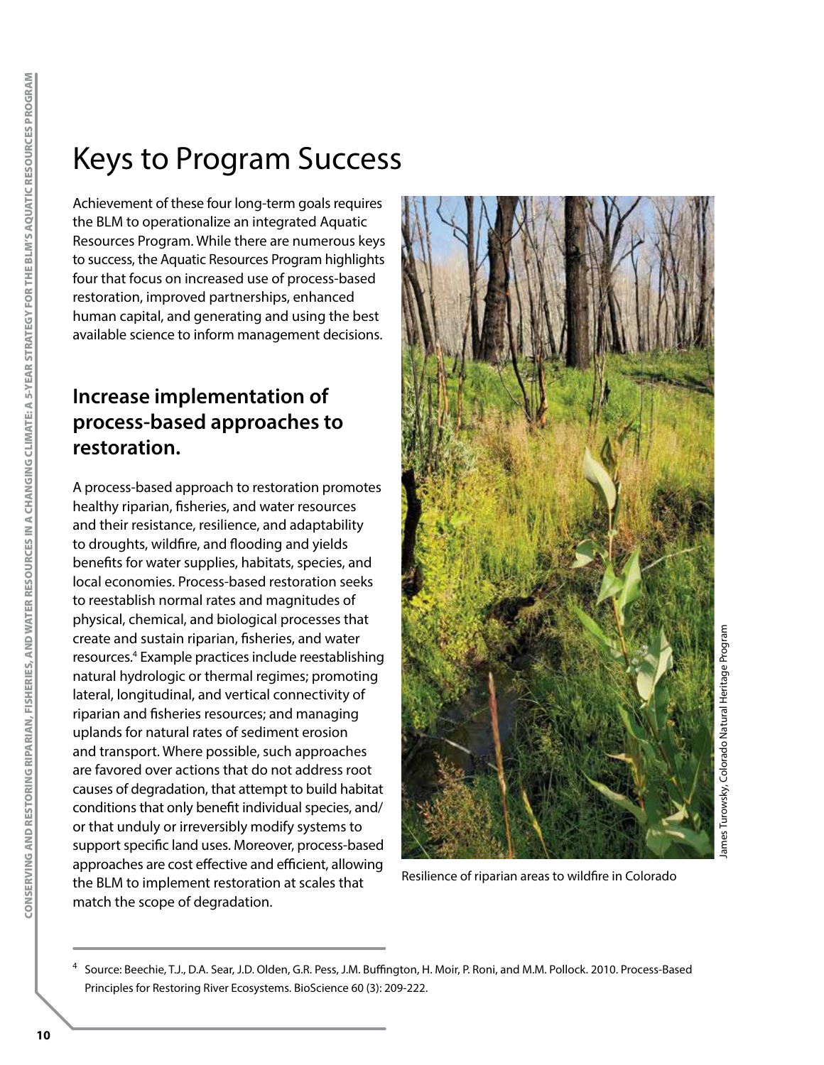# Keys to Program Success

Achievement of these four long-term goals requires the BLM to operationalize an integrated Aquatic Resources Program. While there are numerous keys to success, the Aquatic Resources Program highlights four that focus on increased use of process-based restoration, improved partnerships, enhanced human capital, and generating and using the best available science to inform management decisions.

## Increase implementation of process-based approaches to restoration.

A process-based approach to restoration promotes healthy riparian, fisheries, and water resources and their resistance, resilience, and adaptability to droughts, wildfire, and flooding and yields benefits for water supplies, habitats, species, and local economies. Process-based restoration seeks to reestablish normal rates and magnitudes of physical, chemical, and biological processes that create and sustain riparian, fisheries, and water resources.[4] Example practices include reestablishing natural hydrologic or thermal regimes; promoting lateral, longitudinal, and vertical connectivity of riparian and fisheries resources; and managing uplands for natural rates of sediment erosion and transport. Where possible, such approaches are favored over actions that do not address root causes of degradation, that attempt to build habitat conditions that only benefit individual species, and/or that unduly or irreversibly modify systems to support specific land uses. Moreover, process-based approaches are cost effective and efficient, allowing the BLM to implement restoration at scales that match the scope of degradation.

James Turowsky, Colorado Natural Heritage Program

Resilience of riparian areas to wildfire in Colorado

[4] Source: Beechie, T.J., D.A. Sear, J.D. Olden, G.R. Pess, J.M. Buffington, H. Moir, P. Roni, and M.M. Pollock. 2010. Process-Based Principles for Restoring River Ecosystems. BioScience 60 (3): 209-222.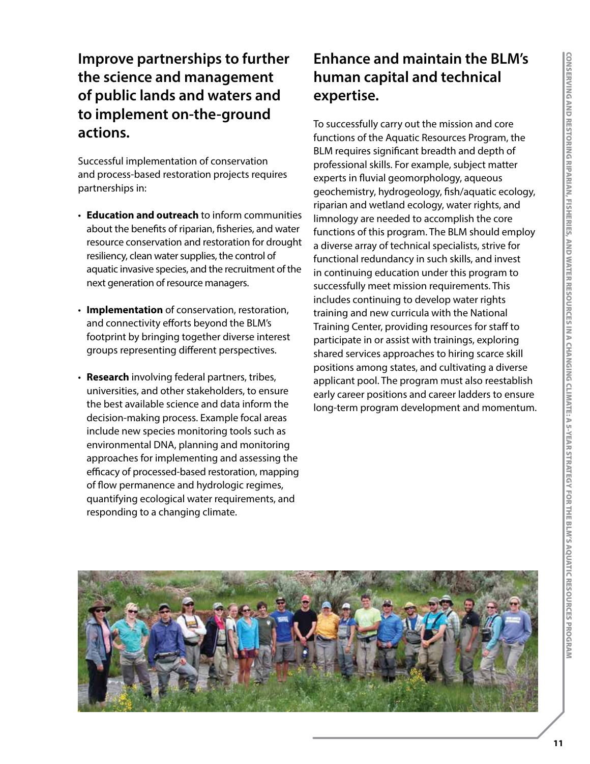## Improve partnerships to further the science and management of public lands and waters and to implement on-the-ground actions.

Successful implementation of conservation and process-based restoration projects requires partnerships in:

- **Education and outreach** to inform communities about the benefits of riparian, fisheries, and water resource conservation and restoration for drought resiliency, clean water supplies, the control of aquatic invasive species, and the recruitment of the next generation of resource managers.
- **Implementation** of conservation, restoration, and connectivity efforts beyond the BLM's footprint by bringing together diverse interest groups representing different perspectives.
- **Research** involving federal partners, tribes, universities, and other stakeholders, to ensure the best available science and data inform the decision-making process. Example focal areas include new species monitoring tools such as environmental DNA, planning and monitoring approaches for implementing and assessing the efficacy of processed-based restoration, mapping of flow permanence and hydrologic regimes, quantifying ecological water requirements, and responding to a changing climate.

## Enhance and maintain the BLM's human capital and technical expertise.

To successfully carry out the mission and core functions of the Aquatic Resources Program, the BLM requires significant breadth and depth of professional skills. For example, subject matter experts in fluvial geomorphology, aqueous geochemistry, hydrogeology, fish/aquatic ecology, riparian and wetland ecology, water rights, and limnology are needed to accomplish the core functions of this program. The BLM should employ a diverse array of technical specialists, strive for functional redundancy in such skills, and invest in continuing education under this program to successfully meet mission requirements. This includes continuing to develop water rights training and new curricula with the National Training Center, providing resources for staff to participate in or assist with trainings, exploring shared services approaches to hiring scarce skill positions among states, and cultivating a diverse applicant pool. The program must also reestablish early career positions and career ladders to ensure long-term program development and momentum.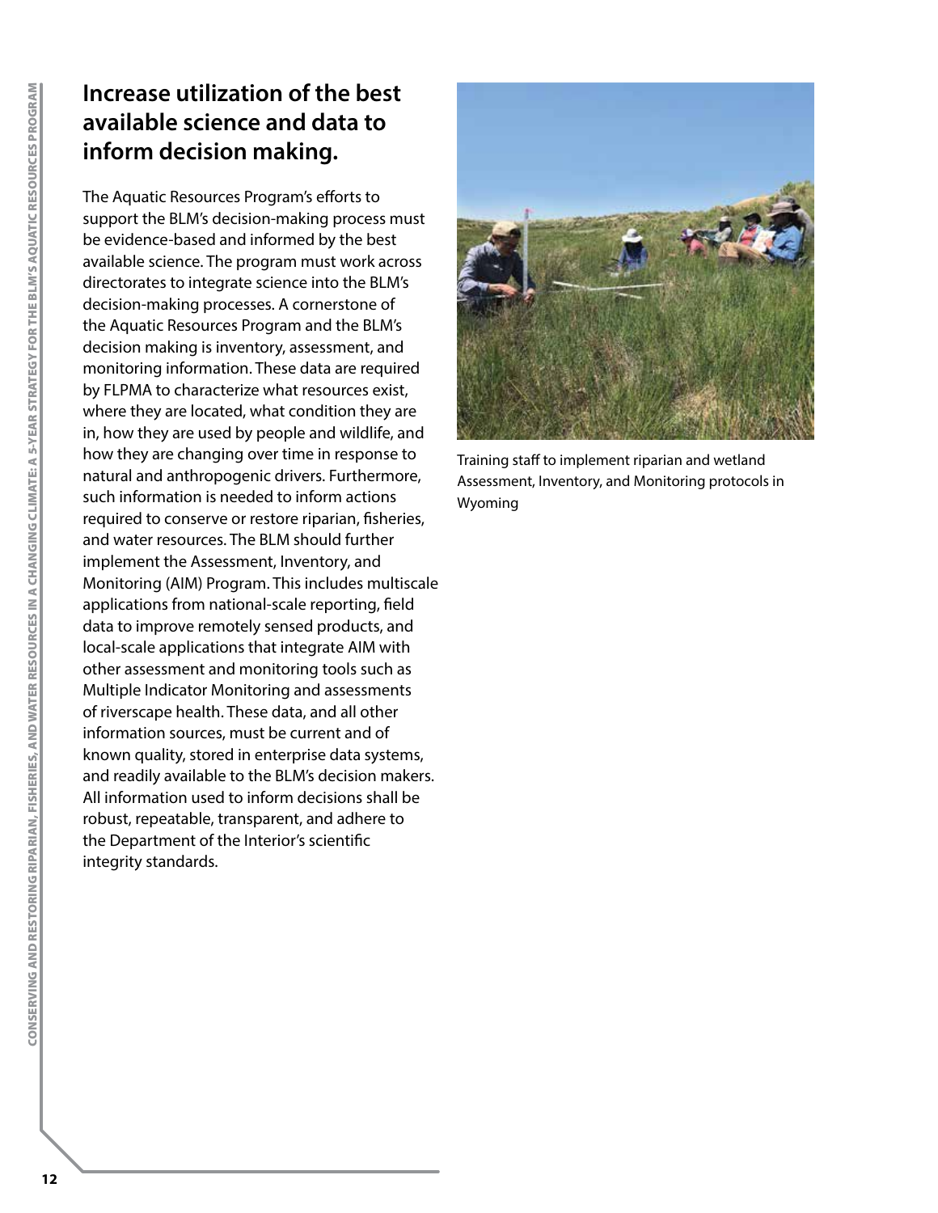## Increase utilization of the best available science and data to inform decision making.

The Aquatic Resources Program's efforts to support the BLM's decision-making process must be evidence-based and informed by the best available science. The program must work across directorates to integrate science into the BLM's decision-making processes. A cornerstone of the Aquatic Resources Program and the BLM's decision making is inventory, assessment, and monitoring information. These data are required by FLPMA to characterize what resources exist, where they are located, what condition they are in, how they are used by people and wildlife, and how they are changing over time in response to natural and anthropogenic drivers. Furthermore, such information is needed to inform actions required to conserve or restore riparian, fisheries, and water resources. The BLM should further implement the Assessment, Inventory, and Monitoring (AIM) Program. This includes multiscale applications from national-scale reporting, field data to improve remotely sensed products, and local-scale applications that integrate AIM with other assessment and monitoring tools such as Multiple Indicator Monitoring and assessments of riverscape health. These data, and all other information sources, must be current and of known quality, stored in enterprise data systems, and readily available to the BLM's decision makers. All information used to inform decisions shall be robust, repeatable, transparent, and adhere to the Department of the Interior's scientific integrity standards.

Training staff to implement riparian and wetland Assessment, Inventory, and Monitoring protocols in Wyoming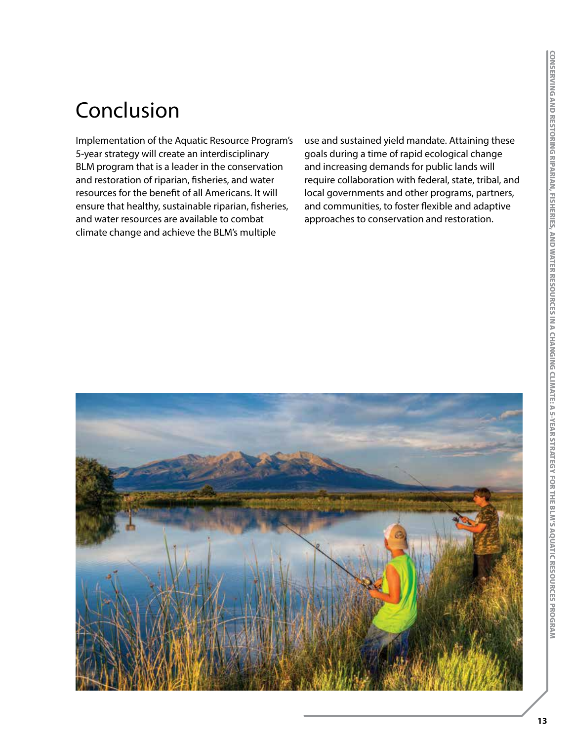# Conclusion

Implementation of the Aquatic Resource Program's 5-year strategy will create an interdisciplinary BLM program that is a leader in the conservation and restoration of riparian, fisheries, and water resources for the benefit of all Americans. It will ensure that healthy, sustainable riparian, fisheries, and water resources are available to combat climate change and achieve the BLM's multiple use and sustained yield mandate. Attaining these goals during a time of rapid ecological change and increasing demands for public lands will require collaboration with federal, state, tribal, and local governments and other programs, partners, and communities, to foster flexible and adaptive approaches to conservation and restoration.